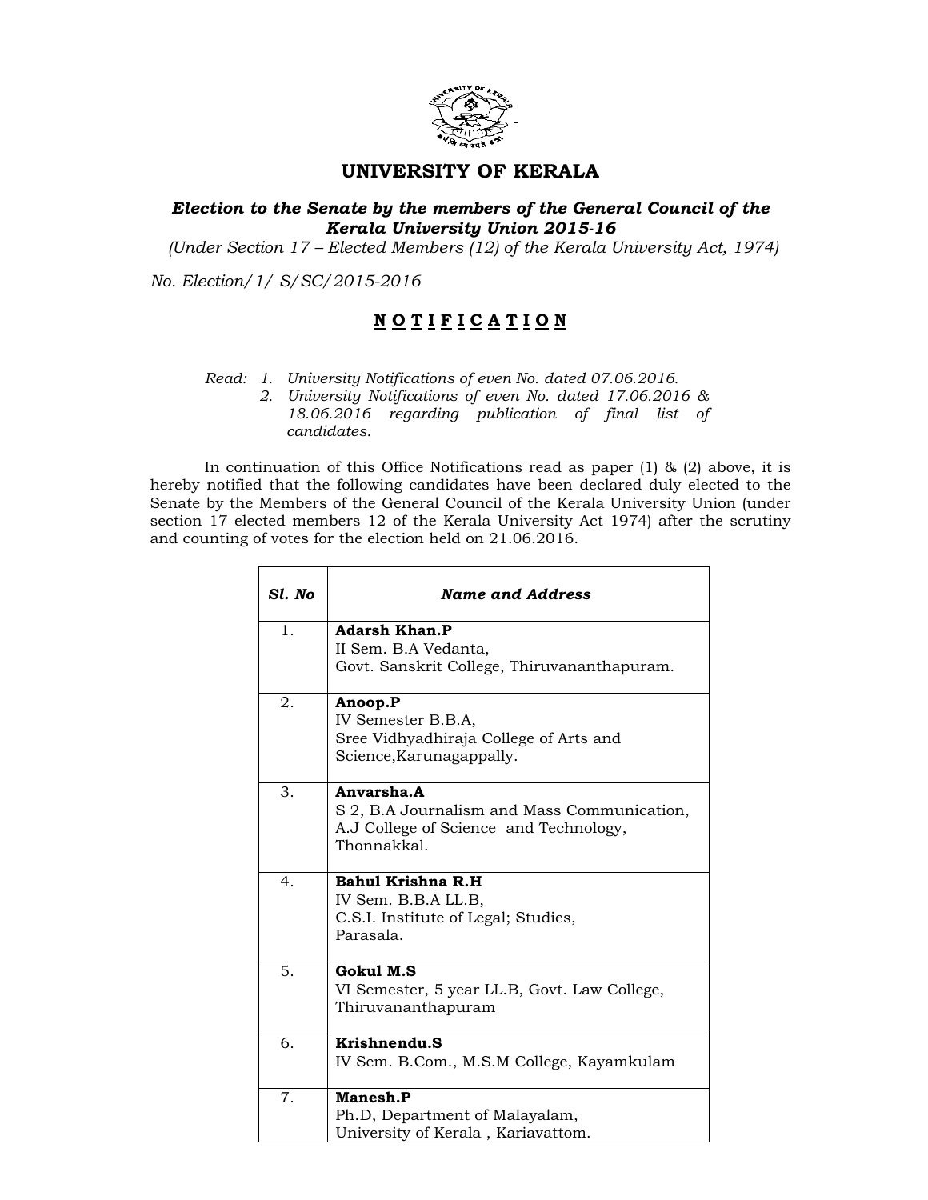# UNIVERSITY OF KERALA

***Election to the Senate by the members of the General Council of the Kerala University Union 2015-16***

*(Under Section 17 – Elected Members (12) of the Kerala University Act, 1974)*

*No. Election/1/ S/SC/2015-2016*

## N O T I F I C A T I O N

*Read: 1. University Notifications of even No. dated 07.06.2016.*
*2. University Notifications of even No. dated 17.06.2016 & 18.06.2016 regarding publication of final list of candidates.*

In continuation of this Office Notifications read as paper (1) & (2) above, it is hereby notified that the following candidates have been declared duly elected to the Senate by the Members of the General Council of the Kerala University Union (under section 17 elected members 12 of the Kerala University Act 1974) after the scrutiny and counting of votes for the election held on 21.06.2016.

| ***Sl. No*** | ***Name and Address*** |
|---|---|
| 1. | **Adarsh Khan.P**<br>II Sem. B.A Vedanta,<br>Govt. Sanskrit College, Thiruvananthapuram. |
| 2. | **Anoop.P**<br>IV Semester B.B.A,<br>Sree Vidhyadhiraja College of Arts and Science,Karunagappally. |
| 3. | **Anvarsha.A**<br>S 2, B.A Journalism and Mass Communication,<br>A.J College of Science and Technology,<br>Thonnakkal. |
| 4. | **Bahul Krishna R.H**<br>IV Sem. B.B.A LL.B,<br>C.S.I. Institute of Legal; Studies,<br>Parasala. |
| 5. | **Gokul M.S**<br>VI Semester, 5 year LL.B, Govt. Law College,<br>Thiruvananthapuram |
| 6. | **Krishnendu.S**<br>IV Sem. B.Com., M.S.M College, Kayamkulam |
| 7. | **Manesh.P**<br>Ph.D, Department of Malayalam,<br>University of Kerala , Kariavattom. |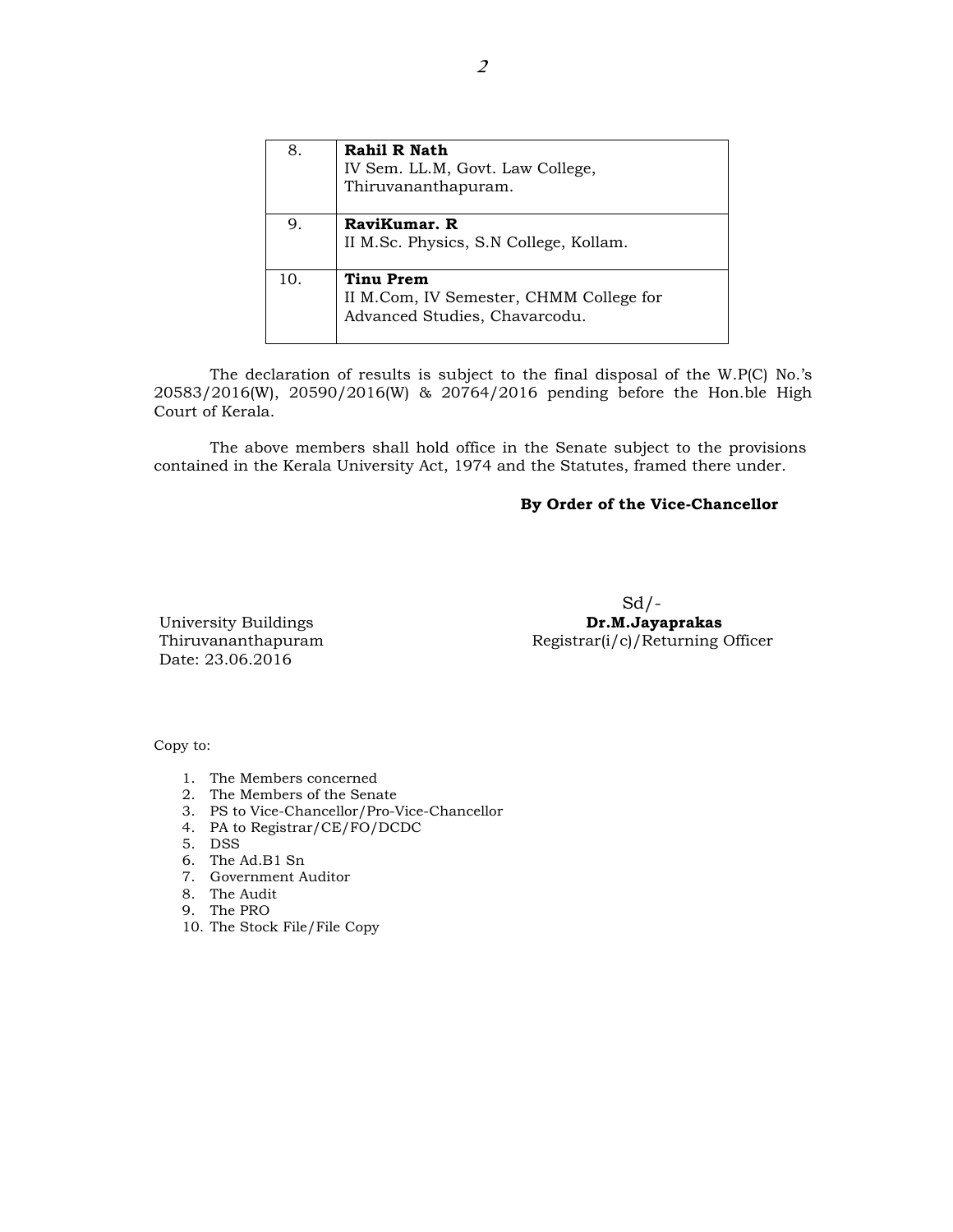| | |
|---|---|
| 8. | **Rahil R Nath**<br>IV Sem. LL.M, Govt. Law College, Thiruvananthapuram. |
| 9. | **RaviKumar. R**<br>II M.Sc. Physics, S.N College, Kollam. |
| 10. | **Tinu Prem**<br>II M.Com, IV Semester, CHMM College for Advanced Studies, Chavarcodu. |

The declaration of results is subject to the final disposal of the W.P(C) No.'s 20583/2016(W), 20590/2016(W) & 20764/2016 pending before the Hon.ble High Court of Kerala.

The above members shall hold office in the Senate subject to the provisions contained in the Kerala University Act, 1974 and the Statutes, framed there under.

**By Order of the Vice-Chancellor**

Sd/-
**Dr.M.Jayaprakas**
Registrar(i/c)/Returning Officer

University Buildings
Thiruvananthapuram
Date: 23.06.2016

Copy to:

1. The Members concerned
2. The Members of the Senate
3. PS to Vice-Chancellor/Pro-Vice-Chancellor
4. PA to Registrar/CE/FO/DCDC
5. DSS
6. The Ad.B1 Sn
7. Government Auditor
8. The Audit
9. The PRO
10. The Stock File/File Copy